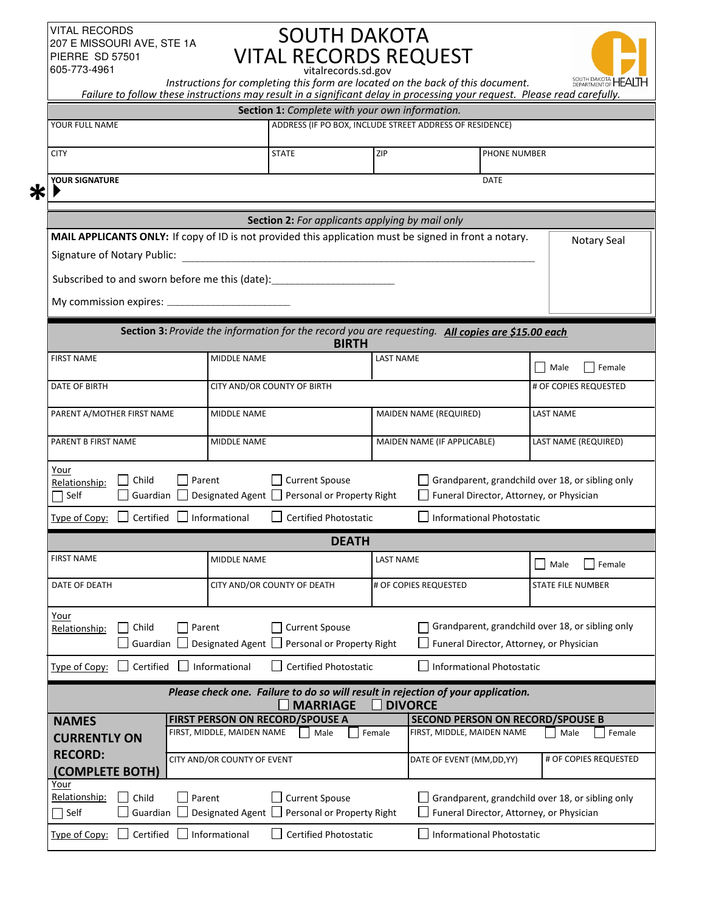VITAL RECORDS
207 E MISSOURI AVE, STE 1A
PIERRE SD 57501
605-773-4961

# SOUTH DAKOTA VITAL RECORDS REQUEST

vitalrecords.sd.gov

SOUTH DAKOTA DEPARTMENT OF HEALTH

*Instructions for completing this form are located on the back of this document.*
*Failure to follow these instructions may result in a significant delay in processing your request. Please read carefully.*

## Section 1: *Complete with your own information.*

| YOUR FULL NAME | ADDRESS (IF PO BOX, INCLUDE STREET ADDRESS OF RESIDENCE) | | |
|---|---|---|---|
| CITY | STATE | ZIP | PHONE NUMBER |
| * **YOUR SIGNATURE** ▶ | | DATE | |

## Section 2: *For applicants applying by mail only*

**MAIL APPLICANTS ONLY:** If copy of ID is not provided this application must be signed in front a notary.

Signature of Notary Public: ______________________________

Subscribed to and sworn before me this (date):____________________

My commission expires: ______________________

Notary Seal

## Section 3: *Provide the information for the record you are requesting.* ***All copies are $15.00 each***

### BIRTH

| FIRST NAME | MIDDLE NAME | LAST NAME | ☐ Male ☐ Female |
|---|---|---|---|
| DATE OF BIRTH | CITY AND/OR COUNTY OF BIRTH | | # OF COPIES REQUESTED |
| PARENT A/MOTHER FIRST NAME | MIDDLE NAME | MAIDEN NAME (REQUIRED) | LAST NAME |
| PARENT B FIRST NAME | MIDDLE NAME | MAIDEN NAME (IF APPLICABLE) | LAST NAME (REQUIRED) |

Your Relationship: ☐ Self ☐ Child ☐ Guardian ☐ Parent ☐ Designated Agent ☐ Current Spouse ☐ Personal or Property Right ☐ Grandparent, grandchild over 18, or sibling only ☐ Funeral Director, Attorney, or Physician

Type of Copy: ☐ Certified ☐ Informational ☐ Certified Photostatic ☐ Informational Photostatic

### DEATH

| FIRST NAME | MIDDLE NAME | LAST NAME | ☐ Male ☐ Female |
|---|---|---|---|
| DATE OF DEATH | CITY AND/OR COUNTY OF DEATH | # OF COPIES REQUESTED | STATE FILE NUMBER |

Your Relationship: ☐ Child ☐ Guardian ☐ Parent ☐ Designated Agent ☐ Current Spouse ☐ Personal or Property Right ☐ Grandparent, grandchild over 18, or sibling only ☐ Funeral Director, Attorney, or Physician

Type of Copy: ☐ Certified ☐ Informational ☐ Certified Photostatic ☐ Informational Photostatic

***Please check one. Failure to do so will result in rejection of your application.***

### ☐ MARRIAGE ☐ DIVORCE

| **NAMES CURRENTLY ON RECORD: (COMPLETE BOTH)** | **FIRST PERSON ON RECORD/SPOUSE A** | | **SECOND PERSON ON RECORD/SPOUSE B** | |
|---|---|---|---|---|
| | FIRST, MIDDLE, MAIDEN NAME | ☐ Male ☐ Female | FIRST, MIDDLE, MAIDEN NAME | ☐ Male ☐ Female |
| | CITY AND/OR COUNTY OF EVENT | | DATE OF EVENT (MM,DD,YY) | # OF COPIES REQUESTED |

Your Relationship: ☐ Self ☐ Child ☐ Guardian ☐ Parent ☐ Designated Agent ☐ Current Spouse ☐ Personal or Property Right ☐ Grandparent, grandchild over 18, or sibling only ☐ Funeral Director, Attorney, or Physician

Type of Copy: ☐ Certified ☐ Informational ☐ Certified Photostatic ☐ Informational Photostatic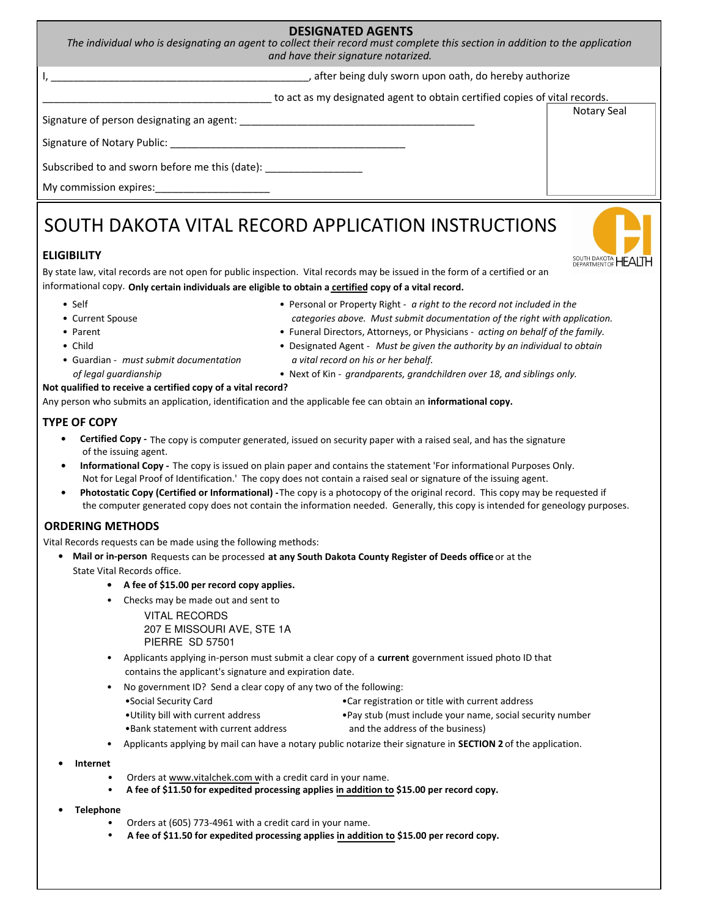## DESIGNATED AGENTS

*The individual who is designating an agent to collect their record must complete this section in addition to the application and have their signature notarized.*

I, _____________________________________________, after being duly sworn upon oath, do hereby authorize

_______________________________________ to act as my designated agent to obtain certified copies of vital records.

Signature of person designating an agent: ________________________________________

Signature of Notary Public: ________________________________________

Subscribed to and sworn before me this (date): ________________

My commission expires:___________________

Notary Seal

# SOUTH DAKOTA VITAL RECORD APPLICATION INSTRUCTIONS

SOUTH DAKOTA DEPARTMENT OF HEALTH

## ELIGIBILITY

By state law, vital records are not open for public inspection. Vital records may be issued in the form of a certified or an informational copy. **Only certain individuals are eligible to obtain a <u>certified</u> copy of a vital record.**

- Self
- Current Spouse
- Parent
- Child
- Guardian - *must submit documentation of legal guardianship*
- Personal or Property Right - *a right to the record not included in the categories above. Must submit documentation of the right with application.*
- Funeral Directors, Attorneys, or Physicians - *acting on behalf of the family.*
- Designated Agent - *Must be given the authority by an individual to obtain a vital record on his or her behalf.*
- Next of Kin - *grandparents, grandchildren over 18, and siblings only.*

**Not qualified to receive a certified copy of a vital record?**

Any person who submits an application, identification and the applicable fee can obtain an **informational copy.**

## TYPE OF COPY

- **Certified Copy -** The copy is computer generated, issued on security paper with a raised seal, and has the signature of the issuing agent.
- **Informational Copy -** The copy is issued on plain paper and contains the statement 'For informational Purposes Only. Not for Legal Proof of Identification.' The copy does not contain a raised seal or signature of the issuing agent.
- **Photostatic Copy (Certified or Informational) -**The copy is a photocopy of the original record. This copy may be requested if the computer generated copy does not contain the information needed. Generally, this copy is intended for geneology purposes.

## ORDERING METHODS

Vital Records requests can be made using the following methods:

- **Mail or in-person** Requests can be processed **at any South Dakota County Register of Deeds office** or at the State Vital Records office.
  - **A fee of $15.00 per record copy applies.**
  - Checks may be made out and sent to

    VITAL RECORDS
    207 E MISSOURI AVE, STE 1A
    PIERRE SD 57501
  - Applicants applying in-person must submit a clear copy of a **current** government issued photo ID that contains the applicant's signature and expiration date.
  - No government ID? Send a clear copy of any two of the following:
    - Social Security Card
    - Utility bill with current address
    - Bank statement with current address
    - Car registration or title with current address
    - Pay stub (must include your name, social security number and the address of the business)
  - Applicants applying by mail can have a notary public notarize their signature in **SECTION 2** of the application.
- **Internet**
  - Orders at www.vitalchek.com with a credit card in your name.
  - **A fee of $11.50 for expedited processing applies <u>in addition to</u> $15.00 per record copy.**
- **Telephone**
  - Orders at (605) 773-4961 with a credit card in your name.
  - **A fee of $11.50 for expedited processing applies <u>in addition to</u> $15.00 per record copy.**